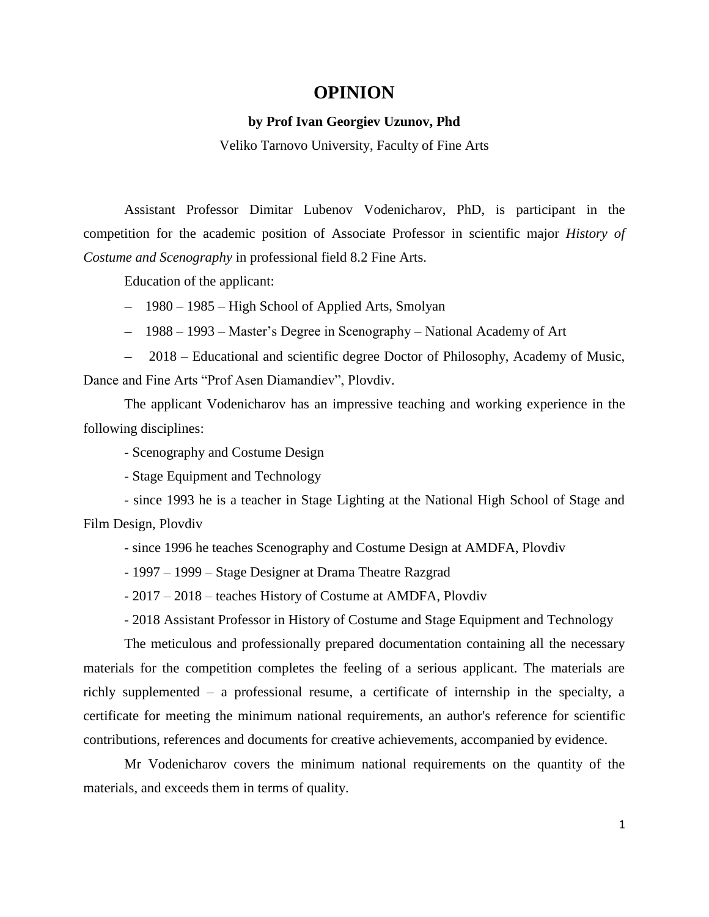# OPINION

**by Prof Ivan Georgiev Uzunov, Phd**

Veliko Tarnovo University, Faculty of Fine Arts

Assistant Professor Dimitar Lubenov Vodenicharov, PhD, is participant in the competition for the academic position of Associate Professor in scientific major *History of Costume and Scenography* in professional field 8.2 Fine Arts.

Education of the applicant:

– 1980 – 1985 – High School of Applied Arts, Smolyan

– 1988 – 1993 – Master's Degree in Scenography – National Academy of Art

– 2018 – Educational and scientific degree Doctor of Philosophy, Academy of Music, Dance and Fine Arts "Prof Asen Diamandiev", Plovdiv.

The applicant Vodenicharov has an impressive teaching and working experience in the following disciplines:

- Scenography and Costume Design
- Stage Equipment and Technology
- since 1993 he is a teacher in Stage Lighting at the National High School of Stage and Film Design, Plovdiv
- since 1996 he teaches Scenography and Costume Design at AMDFA, Plovdiv
- 1997 – 1999 – Stage Designer at Drama Theatre Razgrad
- 2017 – 2018 – teaches History of Costume at AMDFA, Plovdiv
- 2018 Assistant Professor in History of Costume and Stage Equipment and Technology

The meticulous and professionally prepared documentation containing all the necessary materials for the competition completes the feeling of a serious applicant. The materials are richly supplemented – a professional resume, a certificate of internship in the specialty, a certificate for meeting the minimum national requirements, an author's reference for scientific contributions, references and documents for creative achievements, accompanied by evidence.

Mr Vodenicharov covers the minimum national requirements on the quantity of the materials, and exceeds them in terms of quality.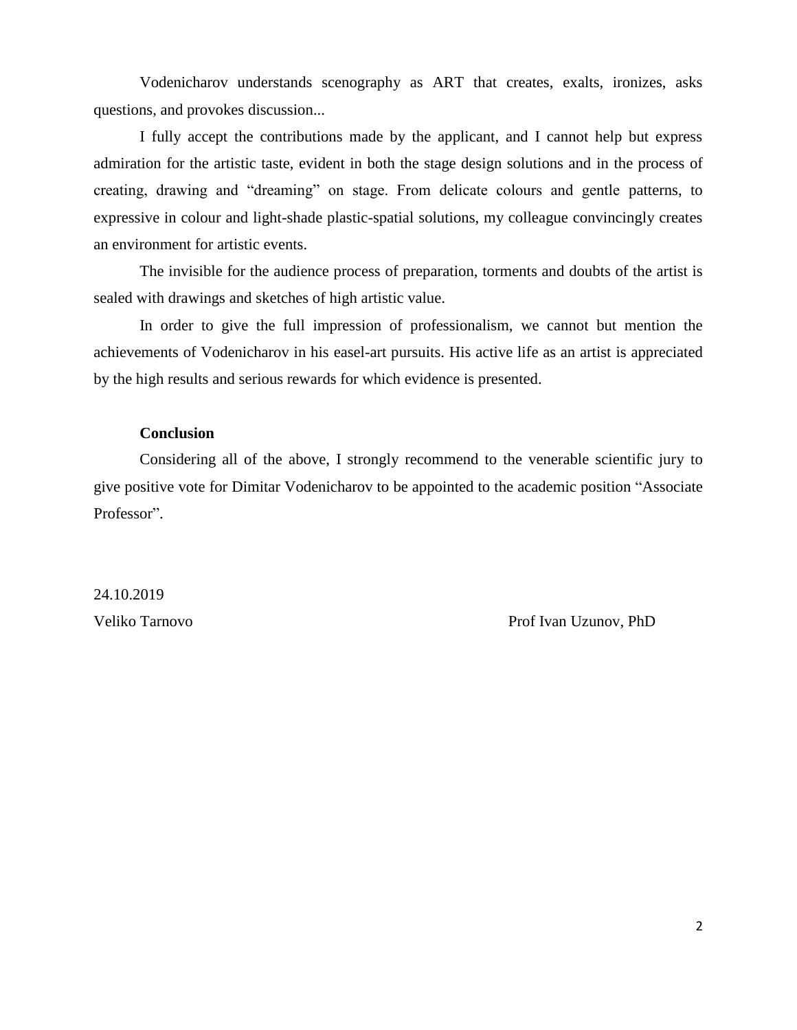Vodenicharov understands scenography as ART that creates, exalts, ironizes, asks questions, and provokes discussion...

I fully accept the contributions made by the applicant, and I cannot help but express admiration for the artistic taste, evident in both the stage design solutions and in the process of creating, drawing and "dreaming" on stage. From delicate colours and gentle patterns, to expressive in colour and light-shade plastic-spatial solutions, my colleague convincingly creates an environment for artistic events.

The invisible for the audience process of preparation, torments and doubts of the artist is sealed with drawings and sketches of high artistic value.

In order to give the full impression of professionalism, we cannot but mention the achievements of Vodenicharov in his easel-art pursuits. His active life as an artist is appreciated by the high results and serious rewards for which evidence is presented.

**Conclusion**

Considering all of the above, I strongly recommend to the venerable scientific jury to give positive vote for Dimitar Vodenicharov to be appointed to the academic position "Associate Professor".

24.10.2019

Veliko Tarnovo

Prof Ivan Uzunov, PhD